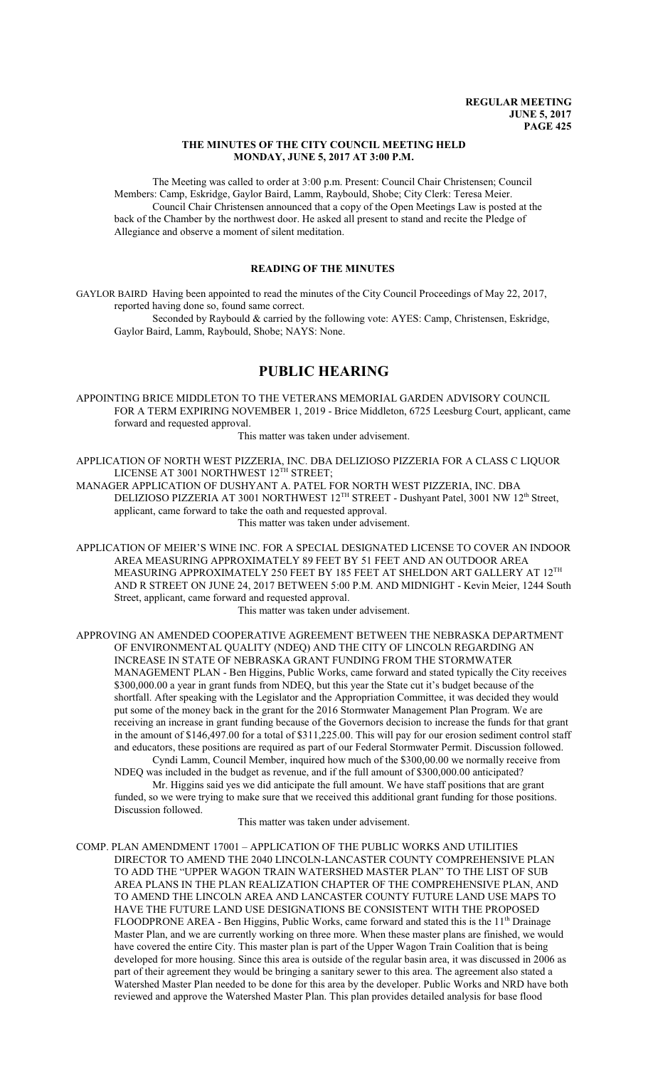# THE MINUTES OF THE CITY COUNCIL MEETING HELD MONDAY, JUNE 5, 2017 AT 3:00 P.M.

The Meeting was called to order at 3:00 p.m. Present: Council Chair Christensen; Council Members: Camp, Eskridge, Gaylor Baird, Lamm, Raybould, Shobe; City Clerk: Teresa Meier.

Council Chair Christensen announced that a copy of the Open Meetings Law is posted at the back of the Chamber by the northwest door. He asked all present to stand and recite the Pledge of Allegiance and observe a moment of silent meditation.

## READING OF THE MINUTES

GAYLOR BAIRD Having been appointed to read the minutes of the City Council Proceedings of May 22, 2017, reported having done so, found same correct.

Seconded by Raybould & carried by the following vote: AYES: Camp, Christensen, Eskridge, Gaylor Baird, Lamm, Raybould, Shobe; NAYS: None.

# PUBLIC HEARING

APPOINTING BRICE MIDDLETON TO THE VETERANS MEMORIAL GARDEN ADVISORY COUNCIL FOR A TERM EXPIRING NOVEMBER 1, 2019 - Brice Middleton, 6725 Leesburg Court, applicant, came forward and requested approval.

This matter was taken under advisement.

APPLICATION OF NORTH WEST PIZZERIA, INC. DBA DELIZIOSO PIZZERIA FOR A CLASS C LIQUOR LICENSE AT 3001 NORTHWEST 12TH STREET;

MANAGER APPLICATION OF DUSHYANT A. PATEL FOR NORTH WEST PIZZERIA, INC. DBA DELIZIOSO PIZZERIA AT 3001 NORTHWEST 12TH STREET - Dushyant Patel, 3001 NW 12th Street, applicant, came forward to take the oath and requested approval.

This matter was taken under advisement.

APPLICATION OF MEIER'S WINE INC. FOR A SPECIAL DESIGNATED LICENSE TO COVER AN INDOOR AREA MEASURING APPROXIMATELY 89 FEET BY 51 FEET AND AN OUTDOOR AREA MEASURING APPROXIMATELY 250 FEET BY 185 FEET AT SHELDON ART GALLERY AT 12TH AND R STREET ON JUNE 24, 2017 BETWEEN 5:00 P.M. AND MIDNIGHT - Kevin Meier, 1244 South Street, applicant, came forward and requested approval.

This matter was taken under advisement.

APPROVING AN AMENDED COOPERATIVE AGREEMENT BETWEEN THE NEBRASKA DEPARTMENT OF ENVIRONMENTAL QUALITY (NDEQ) AND THE CITY OF LINCOLN REGARDING AN INCREASE IN STATE OF NEBRASKA GRANT FUNDING FROM THE STORMWATER MANAGEMENT PLAN - Ben Higgins, Public Works, came forward and stated typically the City receives $300,000.00 a year in grant funds from NDEQ, but this year the State cut it's budget because of the shortfall. After speaking with the Legislator and the Appropriation Committee, it was decided they would put some of the money back in the grant for the 2016 Stormwater Management Plan Program. We are receiving an increase in grant funding because of the Governors decision to increase the funds for that grant in the amount of $146,497.00 for a total of $311,225.00. This will pay for our erosion sediment control staff and educators, these positions are required as part of our Federal Stormwater Permit. Discussion followed.

Cyndi Lamm, Council Member, inquired how much of the $300,00.00 we normally receive from NDEQ was included in the budget as revenue, and if the full amount of $300,000.00 anticipated?

Mr. Higgins said yes we did anticipate the full amount. We have staff positions that are grant funded, so we were trying to make sure that we received this additional grant funding for those positions. Discussion followed.

This matter was taken under advisement.

COMP. PLAN AMENDMENT 17001 – APPLICATION OF THE PUBLIC WORKS AND UTILITIES DIRECTOR TO AMEND THE 2040 LINCOLN-LANCASTER COUNTY COMPREHENSIVE PLAN TO ADD THE "UPPER WAGON TRAIN WATERSHED MASTER PLAN" TO THE LIST OF SUB AREA PLANS IN THE PLAN REALIZATION CHAPTER OF THE COMPREHENSIVE PLAN, AND TO AMEND THE LINCOLN AREA AND LANCASTER COUNTY FUTURE LAND USE MAPS TO HAVE THE FUTURE LAND USE DESIGNATIONS BE CONSISTENT WITH THE PROPOSED FLOODPRONE AREA - Ben Higgins, Public Works, came forward and stated this is the 11th Drainage Master Plan, and we are currently working on three more. When these master plans are finished, we would have covered the entire City. This master plan is part of the Upper Wagon Train Coalition that is being developed for more housing. Since this area is outside of the regular basin area, it was discussed in 2006 as part of their agreement they would be bringing a sanitary sewer to this area. The agreement also stated a Watershed Master Plan needed to be done for this area by the developer. Public Works and NRD have both reviewed and approve the Watershed Master Plan. This plan provides detailed analysis for base flood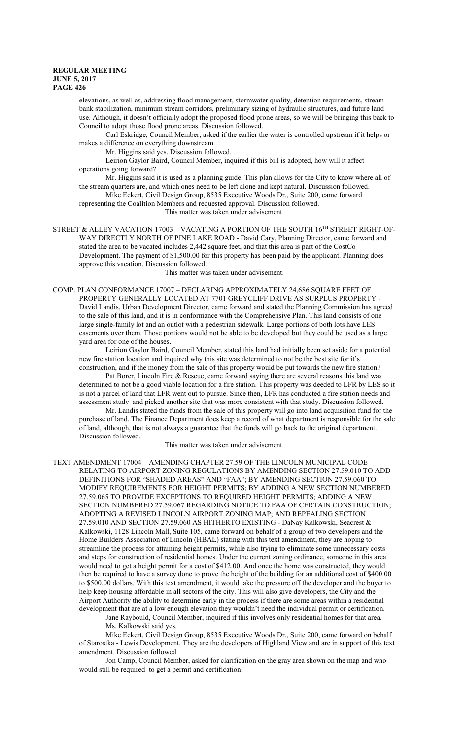elevations, as well as, addressing flood management, stormwater quality, detention requirements, stream bank stabilization, minimum stream corridors, preliminary sizing of hydraulic structures, and future land use. Although, it doesn't officially adopt the proposed flood prone areas, so we will be bringing this back to Council to adopt those flood prone areas. Discussion followed.

Carl Eskridge, Council Member, asked if the earlier the water is controlled upstream if it helps or makes a difference on everything downstream.

Mr. Higgins said yes. Discussion followed.

Leirion Gaylor Baird, Council Member, inquired if this bill is adopted, how will it affect operations going forward?

Mr. Higgins said it is used as a planning guide. This plan allows for the City to know where all of the stream quarters are, and which ones need to be left alone and kept natural. Discussion followed.

Mike Eckert, Civil Design Group, 8535 Executive Woods Dr., Suite 200, came forward representing the Coalition Members and requested approval. Discussion followed.

This matter was taken under advisement.

STREET & ALLEY VACATION 17003 – VACATING A PORTION OF THE SOUTH 16TH STREET RIGHT-OF-WAY DIRECTLY NORTH OF PINE LAKE ROAD - David Cary, Planning Director, came forward and stated the area to be vacated includes 2,442 square feet, and that this area is part of the CostCo Development. The payment of $1,500.00 for this property has been paid by the applicant. Planning does approve this vacation. Discussion followed.

This matter was taken under advisement.

COMP. PLAN CONFORMANCE 17007 – DECLARING APPROXIMATELY 24,686 SQUARE FEET OF PROPERTY GENERALLY LOCATED AT 7701 GREYCLIFF DRIVE AS SURPLUS PROPERTY - David Landis, Urban Development Director, came forward and stated the Planning Commission has agreed to the sale of this land, and it is in conformance with the Comprehensive Plan. This land consists of one large single-family lot and an outlot with a pedestrian sidewalk. Large portions of both lots have LES easements over them. Those portions would not be able to be developed but they could be used as a large yard area for one of the houses.

Leirion Gaylor Baird, Council Member, stated this land had initially been set aside for a potential new fire station location and inquired why this site was determined to not be the best site for it's construction, and if the money from the sale of this property would be put towards the new fire station?

Pat Borer, Lincoln Fire & Rescue, came forward saying there are several reasons this land was determined to not be a good viable location for a fire station. This property was deeded to LFR by LES so it is not a parcel of land that LFR went out to pursue. Since then, LFR has conducted a fire station needs and assessment study and picked another site that was more consistent with that study. Discussion followed.

Mr. Landis stated the funds from the sale of this property will go into land acquisition fund for the purchase of land. The Finance Department does keep a record of what department is responsible for the sale of land, although, that is not always a guarantee that the funds will go back to the original department. Discussion followed.

This matter was taken under advisement.

TEXT AMENDMENT 17004 – AMENDING CHAPTER 27.59 OF THE LINCOLN MUNICIPAL CODE RELATING TO AIRPORT ZONING REGULATIONS BY AMENDING SECTION 27.59.010 TO ADD DEFINITIONS FOR "SHADED AREAS" AND "FAA"; BY AMENDING SECTION 27.59.060 TO MODIFY REQUIREMENTS FOR HEIGHT PERMITS; BY ADDING A NEW SECTION NUMBERED 27.59.065 TO PROVIDE EXCEPTIONS TO REQUIRED HEIGHT PERMITS; ADDING A NEW SECTION NUMBERED 27.59.067 REGARDING NOTICE TO FAA OF CERTAIN CONSTRUCTION; ADOPTING A REVISED LINCOLN AIRPORT ZONING MAP; AND REPEALING SECTION 27.59.010 AND SECTION 27.59.060 AS HITHERTO EXISTING - DaNay Kalkowski, Seacrest & Kalkowski, 1128 Lincoln Mall, Suite 105, came forward on behalf of a group of two developers and the Home Builders Association of Lincoln (HBAL) stating with this text amendment, they are hoping to streamline the process for attaining height permits, while also trying to eliminate some unnecessary costs and steps for construction of residential homes. Under the current zoning ordinance, someone in this area would need to get a height permit for a cost of $412.00. And once the home was constructed, they would then be required to have a survey done to prove the height of the building for an additional cost of $400.00 to $500.00 dollars. With this text amendment, it would take the pressure off the developer and the buyer to help keep housing affordable in all sectors of the city. This will also give developers, the City and the Airport Authority the ability to determine early in the process if there are some areas within a residential development that are at a low enough elevation they wouldn't need the individual permit or certification.

Jane Raybould, Council Member, inquired if this involves only residential homes for that area.

Ms. Kalkowski said yes.

Mike Eckert, Civil Design Group, 8535 Executive Woods Dr., Suite 200, came forward on behalf of Starostka - Lewis Development. They are the developers of Highland View and are in support of this text amendment. Discussion followed.

Jon Camp, Council Member, asked for clarification on the gray area shown on the map and who would still be required to get a permit and certification.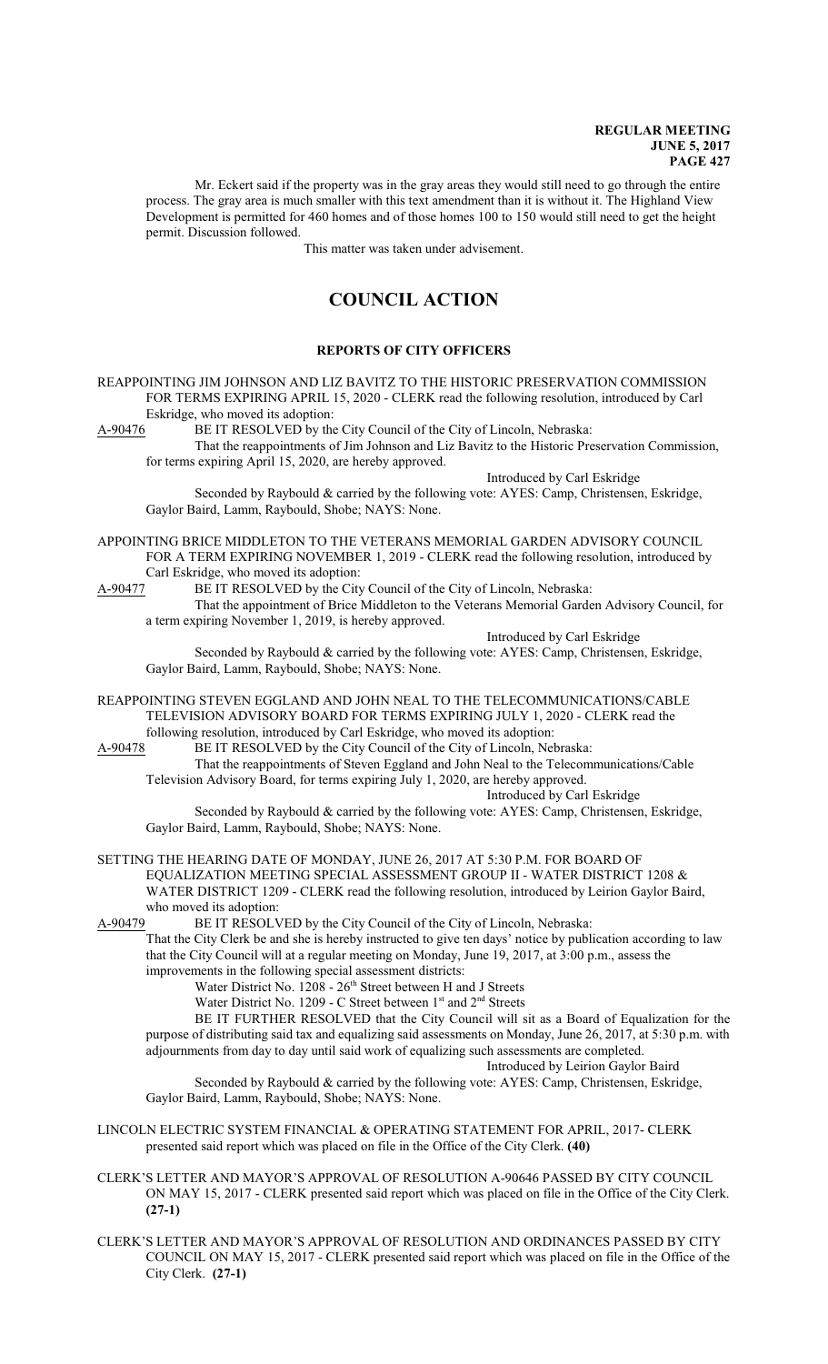Mr. Eckert said if the property was in the gray areas they would still need to go through the entire process. The gray area is much smaller with this text amendment than it is without it. The Highland View Development is permitted for 460 homes and of those homes 100 to 150 would still need to get the height permit. Discussion followed.

This matter was taken under advisement.

# COUNCIL ACTION

## REPORTS OF CITY OFFICERS

REAPPOINTING JIM JOHNSON AND LIZ BAVITZ TO THE HISTORIC PRESERVATION COMMISSION FOR TERMS EXPIRING APRIL 15, 2020 - CLERK read the following resolution, introduced by Carl Eskridge, who moved its adoption:

A-90476 BE IT RESOLVED by the City Council of the City of Lincoln, Nebraska:

That the reappointments of Jim Johnson and Liz Bavitz to the Historic Preservation Commission, for terms expiring April 15, 2020, are hereby approved.

Introduced by Carl Eskridge

Seconded by Raybould & carried by the following vote: AYES: Camp, Christensen, Eskridge, Gaylor Baird, Lamm, Raybould, Shobe; NAYS: None.

APPOINTING BRICE MIDDLETON TO THE VETERANS MEMORIAL GARDEN ADVISORY COUNCIL FOR A TERM EXPIRING NOVEMBER 1, 2019 - CLERK read the following resolution, introduced by Carl Eskridge, who moved its adoption:

A-90477 BE IT RESOLVED by the City Council of the City of Lincoln, Nebraska:

That the appointment of Brice Middleton to the Veterans Memorial Garden Advisory Council, for a term expiring November 1, 2019, is hereby approved.

Introduced by Carl Eskridge

Seconded by Raybould & carried by the following vote: AYES: Camp, Christensen, Eskridge, Gaylor Baird, Lamm, Raybould, Shobe; NAYS: None.

REAPPOINTING STEVEN EGGLAND AND JOHN NEAL TO THE TELECOMMUNICATIONS/CABLE TELEVISION ADVISORY BOARD FOR TERMS EXPIRING JULY 1, 2020 - CLERK read the following resolution, introduced by Carl Eskridge, who moved its adoption:

A-90478 BE IT RESOLVED by the City Council of the City of Lincoln, Nebraska:

That the reappointments of Steven Eggland and John Neal to the Telecommunications/Cable Television Advisory Board, for terms expiring July 1, 2020, are hereby approved.

Introduced by Carl Eskridge

Seconded by Raybould & carried by the following vote: AYES: Camp, Christensen, Eskridge, Gaylor Baird, Lamm, Raybould, Shobe; NAYS: None.

SETTING THE HEARING DATE OF MONDAY, JUNE 26, 2017 AT 5:30 P.M. FOR BOARD OF EQUALIZATION MEETING SPECIAL ASSESSMENT GROUP II - WATER DISTRICT 1208 & WATER DISTRICT 1209 - CLERK read the following resolution, introduced by Leirion Gaylor Baird, who moved its adoption:

A-90479 BE IT RESOLVED by the City Council of the City of Lincoln, Nebraska:

That the City Clerk be and she is hereby instructed to give ten days' notice by publication according to law that the City Council will at a regular meeting on Monday, June 19, 2017, at 3:00 p.m., assess the improvements in the following special assessment districts:

Water District No. 1208 - 26th Street between H and J Streets

Water District No. 1209 - C Street between 1st and 2nd Streets

BE IT FURTHER RESOLVED that the City Council will sit as a Board of Equalization for the purpose of distributing said tax and equalizing said assessments on Monday, June 26, 2017, at 5:30 p.m. with adjournments from day to day until said work of equalizing such assessments are completed.

Introduced by Leirion Gaylor Baird

Seconded by Raybould & carried by the following vote: AYES: Camp, Christensen, Eskridge, Gaylor Baird, Lamm, Raybould, Shobe; NAYS: None.

LINCOLN ELECTRIC SYSTEM FINANCIAL & OPERATING STATEMENT FOR APRIL, 2017- CLERK presented said report which was placed on file in the Office of the City Clerk. **(40)**

CLERK'S LETTER AND MAYOR'S APPROVAL OF RESOLUTION A-90646 PASSED BY CITY COUNCIL ON MAY 15, 2017 - CLERK presented said report which was placed on file in the Office of the City Clerk. **(27-1)**

CLERK'S LETTER AND MAYOR'S APPROVAL OF RESOLUTION AND ORDINANCES PASSED BY CITY COUNCIL ON MAY 15, 2017 - CLERK presented said report which was placed on file in the Office of the City Clerk. **(27-1)**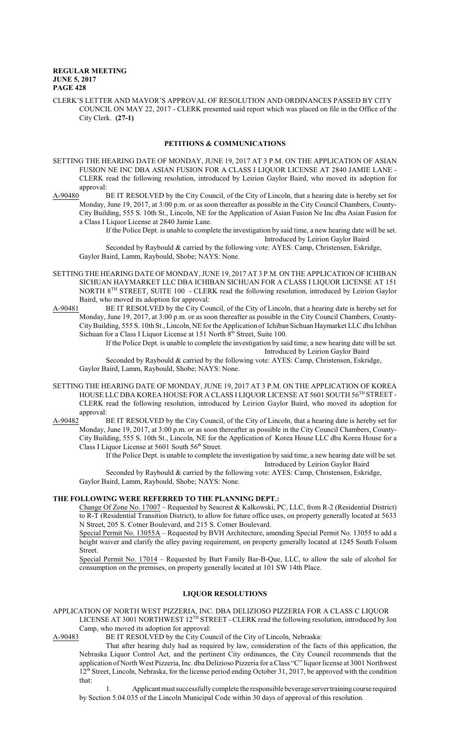CLERK'S LETTER AND MAYOR'S APPROVAL OF RESOLUTION AND ORDINANCES PASSED BY CITY COUNCIL ON MAY 22, 2017 - CLERK presented said report which was placed on file in the Office of the City Clerk. **(27-1)**

## PETITIONS & COMMUNICATIONS

SETTING THE HEARING DATE OF MONDAY, JUNE 19, 2017 AT 3 P.M. ON THE APPLICATION OF ASIAN FUSION NE INC DBA ASIAN FUSION FOR A CLASS I LIQUOR LICENSE AT 2840 JAMIE LANE - CLERK read the following resolution, introduced by Leirion Gaylor Baird, who moved its adoption for approval:

A-90480 BE IT RESOLVED by the City Council, of the City of Lincoln, that a hearing date is hereby set for Monday, June 19, 2017, at 3:00 p.m. or as soon thereafter as possible in the City Council Chambers, County-City Building, 555 S. 10th St., Lincoln, NE for the Application of Asian Fusion Ne Inc dba Asian Fusion for a Class I Liquor License at 2840 Jamie Lane.

If the Police Dept. is unable to complete the investigation by said time, a new hearing date will be set.

Introduced by Leirion Gaylor Baird

Seconded by Raybould & carried by the following vote: AYES: Camp, Christensen, Eskridge, Gaylor Baird, Lamm, Raybould, Shobe; NAYS: None.

SETTING THE HEARING DATE OF MONDAY, JUNE 19, 2017 AT 3 P.M. ON THE APPLICATION OF ICHIBAN SICHUAN HAYMARKET LLC DBA ICHIBAN SICHUAN FOR A CLASS I LIQUOR LICENSE AT 151 NORTH 8TH STREET, SUITE 100 - CLERK read the following resolution, introduced by Leirion Gaylor Baird, who moved its adoption for approval:

A-90481 BE IT RESOLVED by the City Council, of the City of Lincoln, that a hearing date is hereby set for Monday, June 19, 2017, at 3:00 p.m. or as soon thereafter as possible in the City Council Chambers, County-City Building, 555 S. 10th St., Lincoln, NE for the Application of Ichiban Sichuan Haymarket LLC dba Ichiban Sichuan for a Class I Liquor License at 151 North 8th Street, Suite 100.

If the Police Dept. is unable to complete the investigation by said time, a new hearing date will be set.

Introduced by Leirion Gaylor Baird

Seconded by Raybould & carried by the following vote: AYES: Camp, Christensen, Eskridge, Gaylor Baird, Lamm, Raybould, Shobe; NAYS: None.

SETTING THE HEARING DATE OF MONDAY, JUNE 19, 2017 AT 3 P.M. ON THE APPLICATION OF KOREA HOUSE LLC DBA KOREA HOUSE FOR A CLASS I LIQUOR LICENSE AT 5601 SOUTH 56TH STREET - CLERK read the following resolution, introduced by Leirion Gaylor Baird, who moved its adoption for approval:

A-90482 BE IT RESOLVED by the City Council, of the City of Lincoln, that a hearing date is hereby set for Monday, June 19, 2017, at 3:00 p.m. or as soon thereafter as possible in the City Council Chambers, County-City Building, 555 S. 10th St., Lincoln, NE for the Application of Korea House LLC dba Korea House for a Class I Liquor License at 5601 South 56th Street.

If the Police Dept. is unable to complete the investigation by said time, a new hearing date will be set.

Introduced by Leirion Gaylor Baird

Seconded by Raybould & carried by the following vote: AYES: Camp, Christensen, Eskridge, Gaylor Baird, Lamm, Raybould, Shobe; NAYS: None.

**THE FOLLOWING WERE REFERRED TO THE PLANNING DEPT.:**

Change Of Zone No. 17007 – Requested by Seacrest & Kalkowski, PC, LLC, from R-2 (Residential District) to R-T (Residential Transition District), to allow for future office uses, on property generally located at 5633 N Street, 205 S. Cotner Boulevard, and 215 S. Cotner Boulevard.

Special Permit No. 13055A – Requested by BVH Architecture, amending Special Permit No. 13055 to add a height waiver and clarify the alley paving requirement, on property generally located at 1245 South Folsom Street.

Special Permit No. 17014 – Requested by Burt Family Bar-B-Que, LLC, to allow the sale of alcohol for consumption on the premises, on property generally located at 101 SW 14th Place.

## LIQUOR RESOLUTIONS

APPLICATION OF NORTH WEST PIZZERIA, INC. DBA DELIZIOSO PIZZERIA FOR A CLASS C LIQUOR LICENSE AT 3001 NORTHWEST 12TH STREET - CLERK read the following resolution, introduced by Jon Camp, who moved its adoption for approval:

A-90483 BE IT RESOLVED by the City Council of the City of Lincoln, Nebraska:

That after hearing duly had as required by law, consideration of the facts of this application, the Nebraska Liquor Control Act, and the pertinent City ordinances, the City Council recommends that the application of North West Pizzeria, Inc. dba Delizioso Pizzeria for a Class "C" liquor license at 3001 Northwest 12th Street, Lincoln, Nebraska, for the license period ending October 31, 2017, be approved with the condition that:

1. Applicant must successfully complete the responsible beverage server training course required by Section 5.04.035 of the Lincoln Municipal Code within 30 days of approval of this resolution.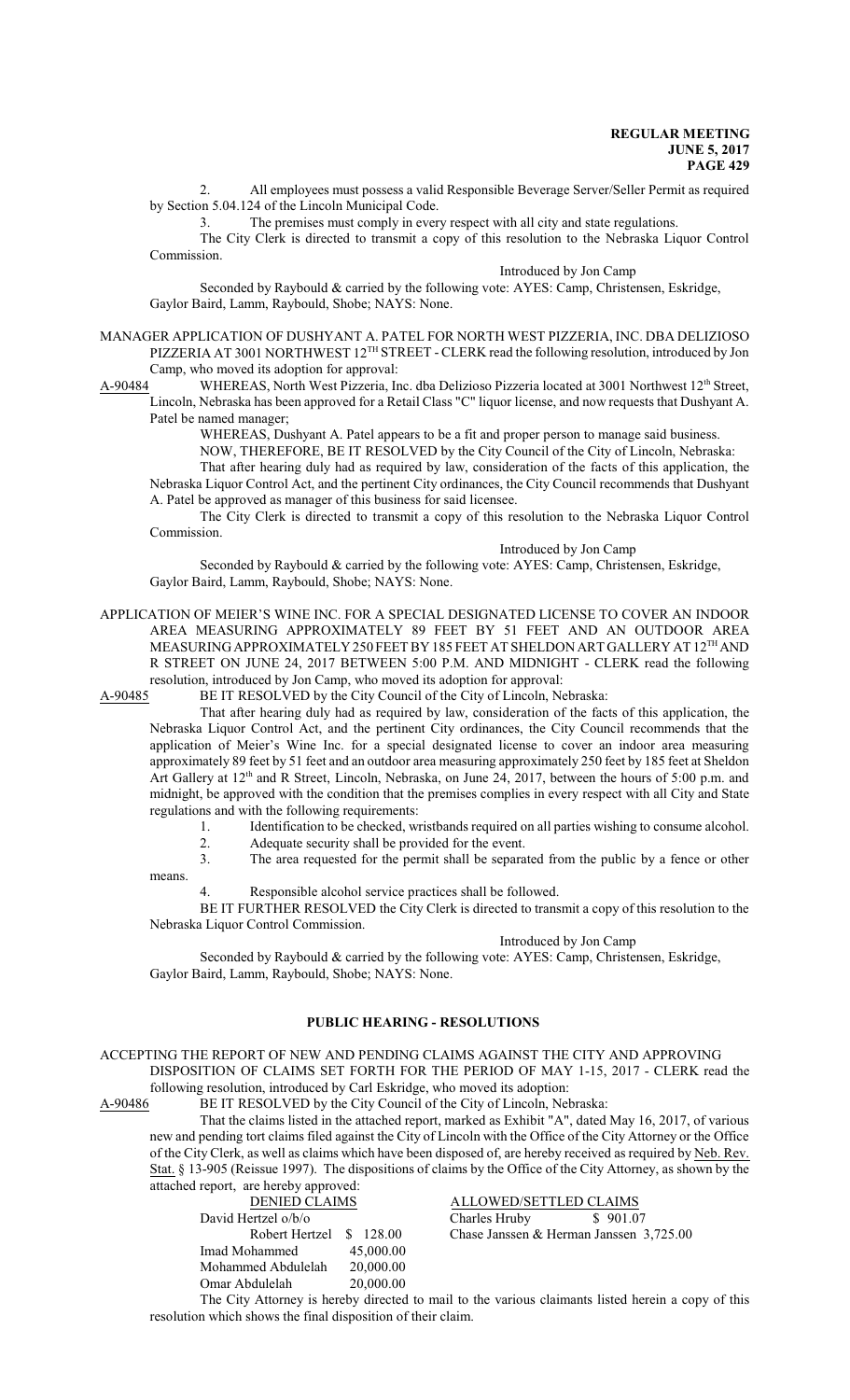2. All employees must possess a valid Responsible Beverage Server/Seller Permit as required by Section 5.04.124 of the Lincoln Municipal Code.

3. The premises must comply in every respect with all city and state regulations.

The City Clerk is directed to transmit a copy of this resolution to the Nebraska Liquor Control Commission.

Introduced by Jon Camp

Seconded by Raybould & carried by the following vote: AYES: Camp, Christensen, Eskridge, Gaylor Baird, Lamm, Raybould, Shobe; NAYS: None.

MANAGER APPLICATION OF DUSHYANT A. PATEL FOR NORTH WEST PIZZERIA, INC. DBA DELIZIOSO PIZZERIA AT 3001 NORTHWEST 12TH STREET - CLERK read the following resolution, introduced by Jon Camp, who moved its adoption for approval:

A-90484 WHEREAS, North West Pizzeria, Inc. dba Delizioso Pizzeria located at 3001 Northwest 12th Street, Lincoln, Nebraska has been approved for a Retail Class "C" liquor license, and now requests that Dushyant A. Patel be named manager;

WHEREAS, Dushyant A. Patel appears to be a fit and proper person to manage said business.

NOW, THEREFORE, BE IT RESOLVED by the City Council of the City of Lincoln, Nebraska:

That after hearing duly had as required by law, consideration of the facts of this application, the Nebraska Liquor Control Act, and the pertinent City ordinances, the City Council recommends that Dushyant A. Patel be approved as manager of this business for said licensee.

The City Clerk is directed to transmit a copy of this resolution to the Nebraska Liquor Control Commission.

Introduced by Jon Camp

Seconded by Raybould & carried by the following vote: AYES: Camp, Christensen, Eskridge, Gaylor Baird, Lamm, Raybould, Shobe; NAYS: None.

APPLICATION OF MEIER'S WINE INC. FOR A SPECIAL DESIGNATED LICENSE TO COVER AN INDOOR AREA MEASURING APPROXIMATELY 89 FEET BY 51 FEET AND AN OUTDOOR AREA MEASURING APPROXIMATELY 250 FEET BY 185 FEET AT SHELDON ART GALLERY AT 12TH AND R STREET ON JUNE 24, 2017 BETWEEN 5:00 P.M. AND MIDNIGHT - CLERK read the following resolution, introduced by Jon Camp, who moved its adoption for approval:

A-90485 BE IT RESOLVED by the City Council of the City of Lincoln, Nebraska:

That after hearing duly had as required by law, consideration of the facts of this application, the Nebraska Liquor Control Act, and the pertinent City ordinances, the City Council recommends that the application of Meier's Wine Inc. for a special designated license to cover an indoor area measuring approximately 89 feet by 51 feet and an outdoor area measuring approximately 250 feet by 185 feet at Sheldon Art Gallery at 12th and R Street, Lincoln, Nebraska, on June 24, 2017, between the hours of 5:00 p.m. and midnight, be approved with the condition that the premises complies in every respect with all City and State regulations and with the following requirements:

1. Identification to be checked, wristbands required on all parties wishing to consume alcohol.
2. Adequate security shall be provided for the event.
3. The area requested for the permit shall be separated from the public by a fence or other means.
4. Responsible alcohol service practices shall be followed.

BE IT FURTHER RESOLVED the City Clerk is directed to transmit a copy of this resolution to the Nebraska Liquor Control Commission.

Introduced by Jon Camp

Seconded by Raybould & carried by the following vote: AYES: Camp, Christensen, Eskridge, Gaylor Baird, Lamm, Raybould, Shobe; NAYS: None.

## PUBLIC HEARING - RESOLUTIONS

ACCEPTING THE REPORT OF NEW AND PENDING CLAIMS AGAINST THE CITY AND APPROVING DISPOSITION OF CLAIMS SET FORTH FOR THE PERIOD OF MAY 1-15, 2017 - CLERK read the following resolution, introduced by Carl Eskridge, who moved its adoption:

A-90486 BE IT RESOLVED by the City Council of the City of Lincoln, Nebraska:

That the claims listed in the attached report, marked as Exhibit "A", dated May 16, 2017, of various new and pending tort claims filed against the City of Lincoln with the Office of the City Attorney or the Office of the City Clerk, as well as claims which have been disposed of, are hereby received as required by Neb. Rev. Stat. § 13-905 (Reissue 1997). The dispositions of claims by the Office of the City Attorney, as shown by the attached report, are hereby approved:

| DENIED CLAIMS | | ALLOWED/SETTLED CLAIMS | |
|---|---|---|---|
| David Hertzel o/b/o Robert Hertzel | $ 128.00 | Charles Hruby | $ 901.07 |
| Imad Mohammed | 45,000.00 | Chase Janssen & Herman Janssen | 3,725.00 |
| Mohammed Abdulelah | 20,000.00 | | |
| Omar Abdulelah | 20,000.00 | | |

The City Attorney is hereby directed to mail to the various claimants listed herein a copy of this resolution which shows the final disposition of their claim.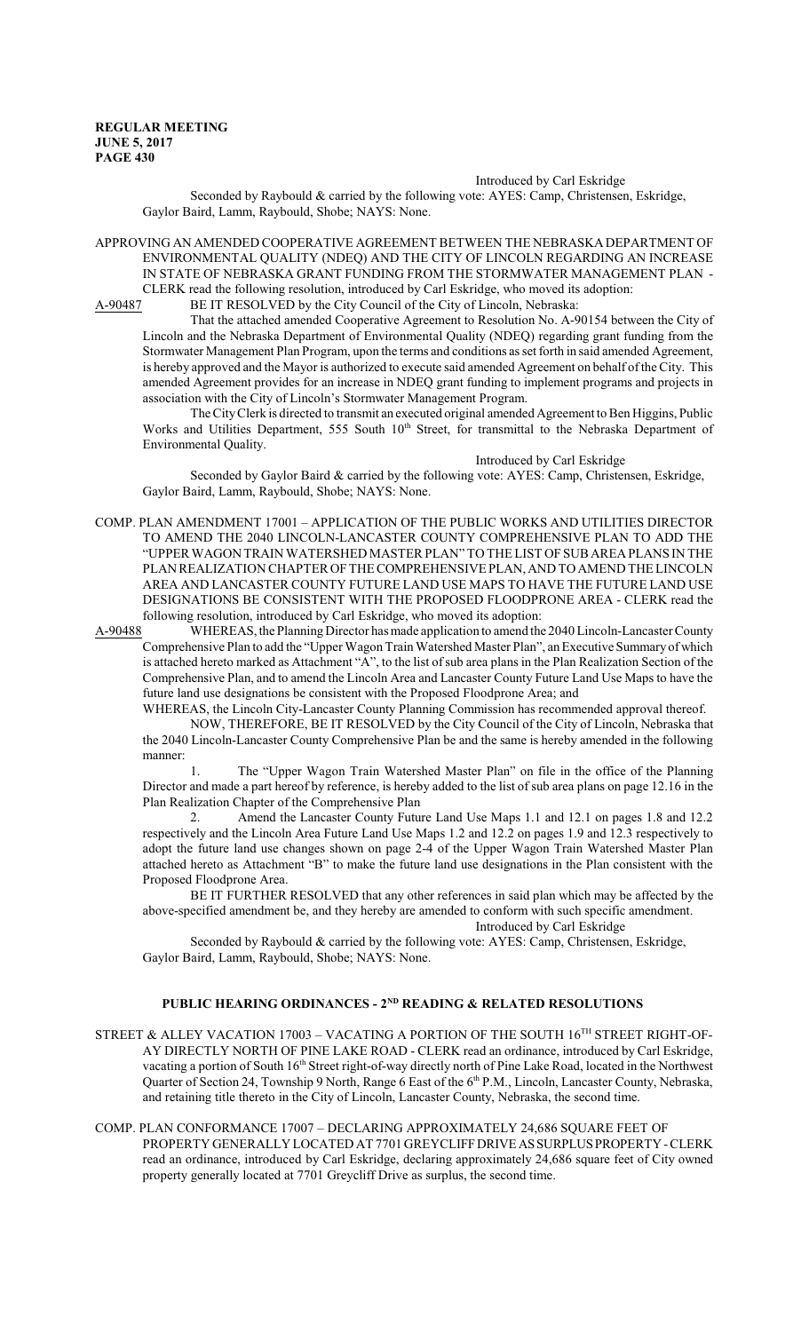Introduced by Carl Eskridge

Seconded by Raybould & carried by the following vote: AYES: Camp, Christensen, Eskridge, Gaylor Baird, Lamm, Raybould, Shobe; NAYS: None.

APPROVING AN AMENDED COOPERATIVE AGREEMENT BETWEEN THE NEBRASKA DEPARTMENT OF ENVIRONMENTAL QUALITY (NDEQ) AND THE CITY OF LINCOLN REGARDING AN INCREASE IN STATE OF NEBRASKA GRANT FUNDING FROM THE STORMWATER MANAGEMENT PLAN - CLERK read the following resolution, introduced by Carl Eskridge, who moved its adoption:

A-90487 BE IT RESOLVED by the City Council of the City of Lincoln, Nebraska:

That the attached amended Cooperative Agreement to Resolution No. A-90154 between the City of Lincoln and the Nebraska Department of Environmental Quality (NDEQ) regarding grant funding from the Stormwater Management Plan Program, upon the terms and conditions as set forth in said amended Agreement, is hereby approved and the Mayor is authorized to execute said amended Agreement on behalf of the City. This amended Agreement provides for an increase in NDEQ grant funding to implement programs and projects in association with the City of Lincoln's Stormwater Management Program.

The City Clerk is directed to transmit an executed original amended Agreement to Ben Higgins, Public Works and Utilities Department, 555 South 10th Street, for transmittal to the Nebraska Department of Environmental Quality.

Introduced by Carl Eskridge

Seconded by Gaylor Baird & carried by the following vote: AYES: Camp, Christensen, Eskridge, Gaylor Baird, Lamm, Raybould, Shobe; NAYS: None.

COMP. PLAN AMENDMENT 17001 – APPLICATION OF THE PUBLIC WORKS AND UTILITIES DIRECTOR TO AMEND THE 2040 LINCOLN-LANCASTER COUNTY COMPREHENSIVE PLAN TO ADD THE "UPPER WAGON TRAIN WATERSHED MASTER PLAN" TO THE LIST OF SUB AREA PLANS IN THE PLAN REALIZATION CHAPTER OF THE COMPREHENSIVE PLAN, AND TO AMEND THE LINCOLN AREA AND LANCASTER COUNTY FUTURE LAND USE MAPS TO HAVE THE FUTURE LAND USE DESIGNATIONS BE CONSISTENT WITH THE PROPOSED FLOODPRONE AREA - CLERK read the following resolution, introduced by Carl Eskridge, who moved its adoption:

A-90488 WHEREAS, the Planning Director has made application to amend the 2040 Lincoln-Lancaster County Comprehensive Plan to add the "Upper Wagon Train Watershed Master Plan", an Executive Summary of which is attached hereto marked as Attachment "A", to the list of sub area plans in the Plan Realization Section of the Comprehensive Plan, and to amend the Lincoln Area and Lancaster County Future Land Use Maps to have the future land use designations be consistent with the Proposed Floodprone Area; and

WHEREAS, the Lincoln City-Lancaster County Planning Commission has recommended approval thereof.

NOW, THEREFORE, BE IT RESOLVED by the City Council of the City of Lincoln, Nebraska that the 2040 Lincoln-Lancaster County Comprehensive Plan be and the same is hereby amended in the following manner:

1. The "Upper Wagon Train Watershed Master Plan" on file in the office of the Planning Director and made a part hereof by reference, is hereby added to the list of sub area plans on page 12.16 in the Plan Realization Chapter of the Comprehensive Plan

2. Amend the Lancaster County Future Land Use Maps 1.1 and 12.1 on pages 1.8 and 12.2 respectively and the Lincoln Area Future Land Use Maps 1.2 and 12.2 on pages 1.9 and 12.3 respectively to adopt the future land use changes shown on page 2-4 of the Upper Wagon Train Watershed Master Plan attached hereto as Attachment "B" to make the future land use designations in the Plan consistent with the Proposed Floodprone Area.

BE IT FURTHER RESOLVED that any other references in said plan which may be affected by the above-specified amendment be, and they hereby are amended to conform with such specific amendment.

Introduced by Carl Eskridge

Seconded by Raybould & carried by the following vote: AYES: Camp, Christensen, Eskridge, Gaylor Baird, Lamm, Raybould, Shobe; NAYS: None.

## PUBLIC HEARING ORDINANCES - 2ND READING & RELATED RESOLUTIONS

STREET & ALLEY VACATION 17003 – VACATING A PORTION OF THE SOUTH 16TH STREET RIGHT-OF-AY DIRECTLY NORTH OF PINE LAKE ROAD - CLERK read an ordinance, introduced by Carl Eskridge, vacating a portion of South 16th Street right-of-way directly north of Pine Lake Road, located in the Northwest Quarter of Section 24, Township 9 North, Range 6 East of the 6th P.M., Lincoln, Lancaster County, Nebraska, and retaining title thereto in the City of Lincoln, Lancaster County, Nebraska, the second time.

COMP. PLAN CONFORMANCE 17007 – DECLARING APPROXIMATELY 24,686 SQUARE FEET OF PROPERTY GENERALLY LOCATED AT 7701 GREYCLIFF DRIVE AS SURPLUS PROPERTY - CLERK read an ordinance, introduced by Carl Eskridge, declaring approximately 24,686 square feet of City owned property generally located at 7701 Greycliff Drive as surplus, the second time.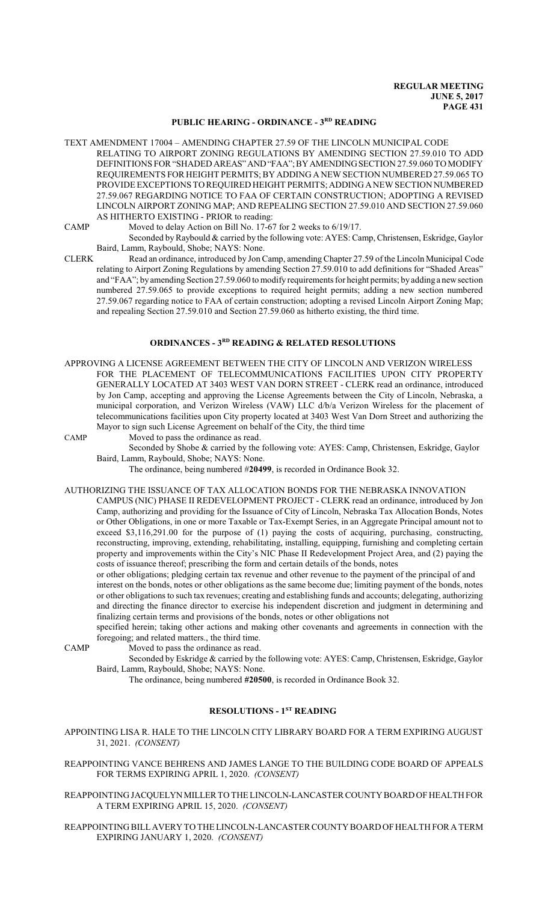## PUBLIC HEARING - ORDINANCE - 3RD READING

TEXT AMENDMENT 17004 – AMENDING CHAPTER 27.59 OF THE LINCOLN MUNICIPAL CODE RELATING TO AIRPORT ZONING REGULATIONS BY AMENDING SECTION 27.59.010 TO ADD DEFINITIONS FOR "SHADED AREAS" AND "FAA"; BY AMENDING SECTION 27.59.060 TO MODIFY REQUIREMENTS FOR HEIGHT PERMITS; BY ADDING A NEW SECTION NUMBERED 27.59.065 TO PROVIDE EXCEPTIONS TO REQUIRED HEIGHT PERMITS; ADDING A NEW SECTION NUMBERED 27.59.067 REGARDING NOTICE TO FAA OF CERTAIN CONSTRUCTION; ADOPTING A REVISED LINCOLN AIRPORT ZONING MAP; AND REPEALING SECTION 27.59.010 AND SECTION 27.59.060 AS HITHERTO EXISTING - PRIOR to reading:

CAMP Moved to delay Action on Bill No. 17-67 for 2 weeks to 6/19/17.

Seconded by Raybould & carried by the following vote: AYES: Camp, Christensen, Eskridge, Gaylor Baird, Lamm, Raybould, Shobe; NAYS: None.

CLERK Read an ordinance, introduced by Jon Camp, amending Chapter 27.59 of the Lincoln Municipal Code relating to Airport Zoning Regulations by amending Section 27.59.010 to add definitions for "Shaded Areas" and "FAA"; by amending Section 27.59.060 to modify requirements for height permits; by adding a new section numbered 27.59.065 to provide exceptions to required height permits; adding a new section numbered 27.59.067 regarding notice to FAA of certain construction; adopting a revised Lincoln Airport Zoning Map; and repealing Section 27.59.010 and Section 27.59.060 as hitherto existing, the third time.

## ORDINANCES - 3RD READING & RELATED RESOLUTIONS

APPROVING A LICENSE AGREEMENT BETWEEN THE CITY OF LINCOLN AND VERIZON WIRELESS FOR THE PLACEMENT OF TELECOMMUNICATIONS FACILITIES UPON CITY PROPERTY GENERALLY LOCATED AT 3403 WEST VAN DORN STREET - CLERK read an ordinance, introduced by Jon Camp, accepting and approving the License Agreements between the City of Lincoln, Nebraska, a municipal corporation, and Verizon Wireless (VAW) LLC d/b/a Verizon Wireless for the placement of telecommunications facilities upon City property located at 3403 West Van Dorn Street and authorizing the Mayor to sign such License Agreement on behalf of the City, the third time

CAMP Moved to pass the ordinance as read.

Seconded by Shobe & carried by the following vote: AYES: Camp, Christensen, Eskridge, Gaylor Baird, Lamm, Raybould, Shobe; NAYS: None.

The ordinance, being numbered #**20499**, is recorded in Ordinance Book 32.

AUTHORIZING THE ISSUANCE OF TAX ALLOCATION BONDS FOR THE NEBRASKA INNOVATION CAMPUS (NIC) PHASE II REDEVELOPMENT PROJECT - CLERK read an ordinance, introduced by Jon Camp, authorizing and providing for the Issuance of City of Lincoln, Nebraska Tax Allocation Bonds, Notes or Other Obligations, in one or more Taxable or Tax-Exempt Series, in an Aggregate Principal amount not to exceed $3,116,291.00 for the purpose of (1) paying the costs of acquiring, purchasing, constructing, reconstructing, improving, extending, rehabilitating, installing, equipping, furnishing and completing certain property and improvements within the City's NIC Phase II Redevelopment Project Area, and (2) paying the costs of issuance thereof; prescribing the form and certain details of the bonds, notes or other obligations; pledging certain tax revenue and other revenue to the payment of the principal of and interest on the bonds, notes or other obligations as the same become due; limiting payment of the bonds, notes or other obligations to such tax revenues; creating and establishing funds and accounts; delegating, authorizing and directing the finance director to exercise his independent discretion and judgment in determining and finalizing certain terms and provisions of the bonds, notes or other obligations not specified herein; taking other actions and making other covenants and agreements in connection with the foregoing; and related matters., the third time.

CAMP Moved to pass the ordinance as read.

Seconded by Eskridge & carried by the following vote: AYES: Camp, Christensen, Eskridge, Gaylor Baird, Lamm, Raybould, Shobe; NAYS: None.

The ordinance, being numbered **#20500**, is recorded in Ordinance Book 32.

## RESOLUTIONS - 1ST READING

APPOINTING LISA R. HALE TO THE LINCOLN CITY LIBRARY BOARD FOR A TERM EXPIRING AUGUST 31, 2021. *(CONSENT)*

REAPPOINTING VANCE BEHRENS AND JAMES LANGE TO THE BUILDING CODE BOARD OF APPEALS FOR TERMS EXPIRING APRIL 1, 2020. *(CONSENT)*

REAPPOINTING JACQUELYN MILLER TO THE LINCOLN-LANCASTER COUNTY BOARD OF HEALTH FOR A TERM EXPIRING APRIL 15, 2020. *(CONSENT)*

REAPPOINTING BILL AVERY TO THE LINCOLN-LANCASTER COUNTY BOARD OF HEALTH FOR A TERM EXPIRING JANUARY 1, 2020. *(CONSENT)*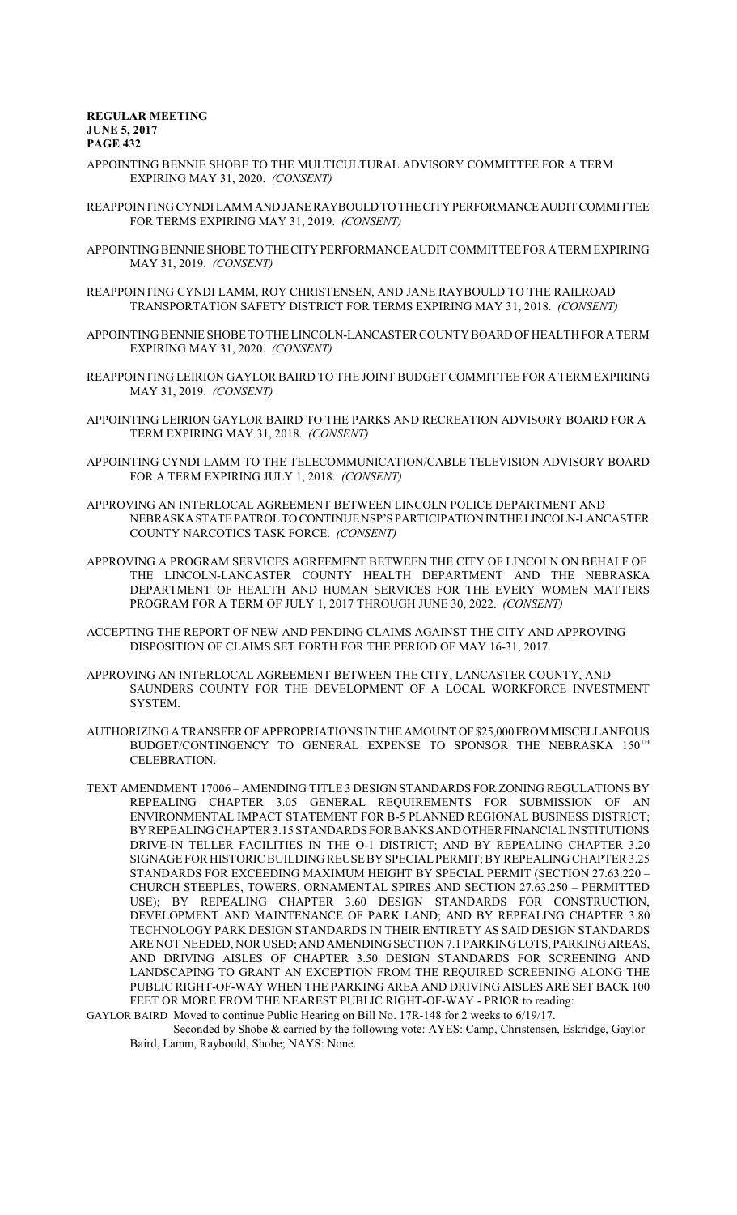APPOINTING BENNIE SHOBE TO THE MULTICULTURAL ADVISORY COMMITTEE FOR A TERM EXPIRING MAY 31, 2020. *(CONSENT)*

REAPPOINTING CYNDI LAMM AND JANE RAYBOULD TO THE CITY PERFORMANCE AUDIT COMMITTEE FOR TERMS EXPIRING MAY 31, 2019. *(CONSENT)*

APPOINTING BENNIE SHOBE TO THE CITY PERFORMANCE AUDIT COMMITTEE FOR A TERM EXPIRING MAY 31, 2019. *(CONSENT)*

REAPPOINTING CYNDI LAMM, ROY CHRISTENSEN, AND JANE RAYBOULD TO THE RAILROAD TRANSPORTATION SAFETY DISTRICT FOR TERMS EXPIRING MAY 31, 2018. *(CONSENT)*

APPOINTING BENNIE SHOBE TO THE LINCOLN-LANCASTER COUNTY BOARD OF HEALTH FOR A TERM EXPIRING MAY 31, 2020. *(CONSENT)*

REAPPOINTING LEIRION GAYLOR BAIRD TO THE JOINT BUDGET COMMITTEE FOR A TERM EXPIRING MAY 31, 2019. *(CONSENT)*

APPOINTING LEIRION GAYLOR BAIRD TO THE PARKS AND RECREATION ADVISORY BOARD FOR A TERM EXPIRING MAY 31, 2018. *(CONSENT)*

APPOINTING CYNDI LAMM TO THE TELECOMMUNICATION/CABLE TELEVISION ADVISORY BOARD FOR A TERM EXPIRING JULY 1, 2018. *(CONSENT)*

APPROVING AN INTERLOCAL AGREEMENT BETWEEN LINCOLN POLICE DEPARTMENT AND NEBRASKA STATE PATROL TO CONTINUE NSP'S PARTICIPATION IN THE LINCOLN-LANCASTER COUNTY NARCOTICS TASK FORCE. *(CONSENT)*

APPROVING A PROGRAM SERVICES AGREEMENT BETWEEN THE CITY OF LINCOLN ON BEHALF OF THE LINCOLN-LANCASTER COUNTY HEALTH DEPARTMENT AND THE NEBRASKA DEPARTMENT OF HEALTH AND HUMAN SERVICES FOR THE EVERY WOMEN MATTERS PROGRAM FOR A TERM OF JULY 1, 2017 THROUGH JUNE 30, 2022. *(CONSENT)*

ACCEPTING THE REPORT OF NEW AND PENDING CLAIMS AGAINST THE CITY AND APPROVING DISPOSITION OF CLAIMS SET FORTH FOR THE PERIOD OF MAY 16-31, 2017.

APPROVING AN INTERLOCAL AGREEMENT BETWEEN THE CITY, LANCASTER COUNTY, AND SAUNDERS COUNTY FOR THE DEVELOPMENT OF A LOCAL WORKFORCE INVESTMENT SYSTEM.

AUTHORIZING A TRANSFER OF APPROPRIATIONS IN THE AMOUNT OF $25,000 FROM MISCELLANEOUS BUDGET/CONTINGENCY TO GENERAL EXPENSE TO SPONSOR THE NEBRASKA 150TH CELEBRATION.

TEXT AMENDMENT 17006 – AMENDING TITLE 3 DESIGN STANDARDS FOR ZONING REGULATIONS BY REPEALING CHAPTER 3.05 GENERAL REQUIREMENTS FOR SUBMISSION OF AN ENVIRONMENTAL IMPACT STATEMENT FOR B-5 PLANNED REGIONAL BUSINESS DISTRICT; BY REPEALING CHAPTER 3.15 STANDARDS FOR BANKS AND OTHER FINANCIAL INSTITUTIONS DRIVE-IN TELLER FACILITIES IN THE O-1 DISTRICT; AND BY REPEALING CHAPTER 3.20 SIGNAGE FOR HISTORIC BUILDING REUSE BY SPECIAL PERMIT; BY REPEALING CHAPTER 3.25 STANDARDS FOR EXCEEDING MAXIMUM HEIGHT BY SPECIAL PERMIT (SECTION 27.63.220 – CHURCH STEEPLES, TOWERS, ORNAMENTAL SPIRES AND SECTION 27.63.250 – PERMITTED USE); BY REPEALING CHAPTER 3.60 DESIGN STANDARDS FOR CONSTRUCTION, DEVELOPMENT AND MAINTENANCE OF PARK LAND; AND BY REPEALING CHAPTER 3.80 TECHNOLOGY PARK DESIGN STANDARDS IN THEIR ENTIRETY AS SAID DESIGN STANDARDS ARE NOT NEEDED, NOR USED; AND AMENDING SECTION 7.1 PARKING LOTS, PARKING AREAS, AND DRIVING AISLES OF CHAPTER 3.50 DESIGN STANDARDS FOR SCREENING AND LANDSCAPING TO GRANT AN EXCEPTION FROM THE REQUIRED SCREENING ALONG THE PUBLIC RIGHT-OF-WAY WHEN THE PARKING AREA AND DRIVING AISLES ARE SET BACK 100 FEET OR MORE FROM THE NEAREST PUBLIC RIGHT-OF-WAY - PRIOR to reading:

GAYLOR BAIRD Moved to continue Public Hearing on Bill No. 17R-148 for 2 weeks to 6/19/17.
Seconded by Shobe & carried by the following vote: AYES: Camp, Christensen, Eskridge, Gaylor Baird, Lamm, Raybould, Shobe; NAYS: None.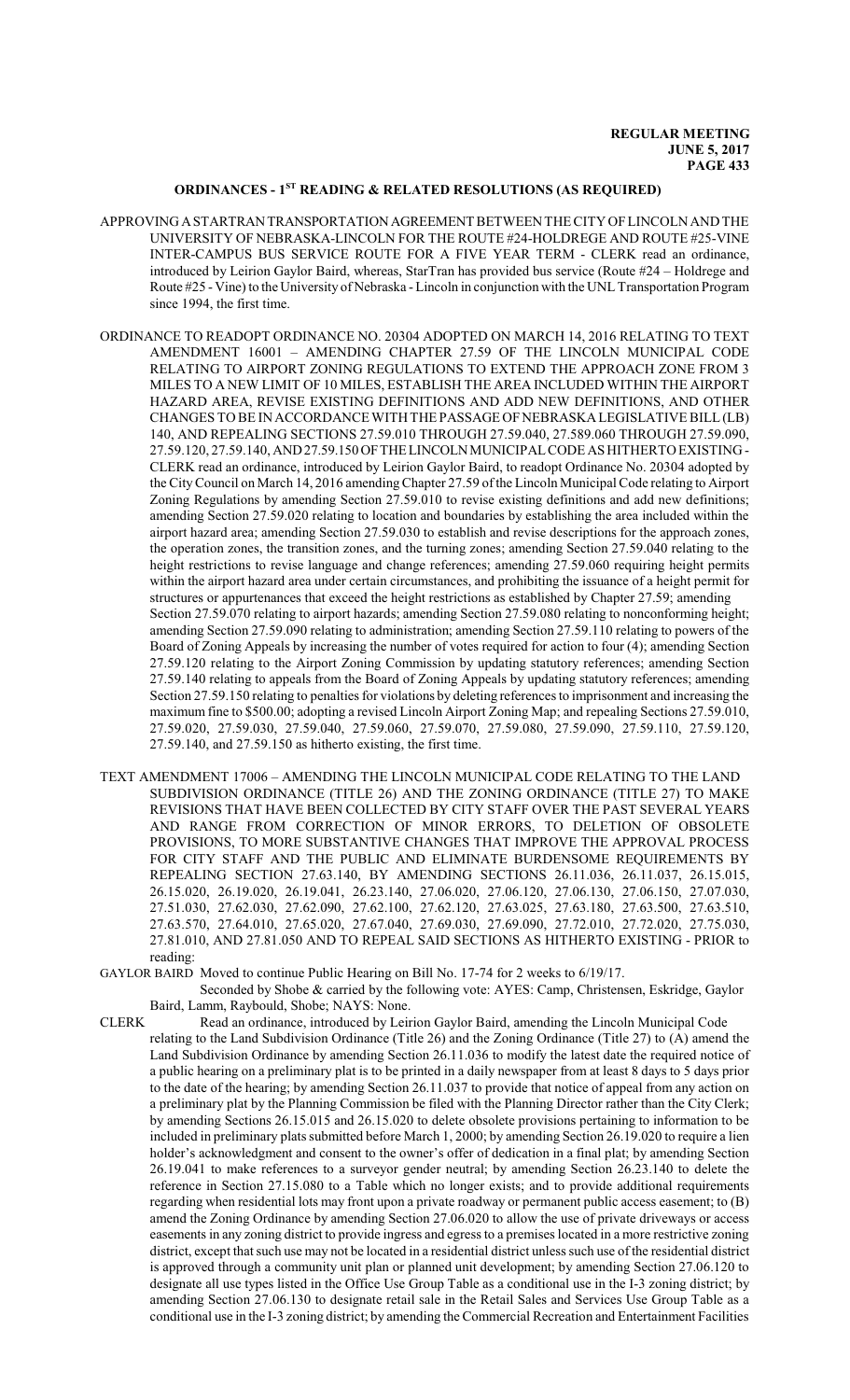## ORDINANCES - 1ST READING & RELATED RESOLUTIONS (AS REQUIRED)

APPROVING A STARTRAN TRANSPORTATION AGREEMENT BETWEEN THE CITY OF LINCOLN AND THE UNIVERSITY OF NEBRASKA-LINCOLN FOR THE ROUTE #24-HOLDREGE AND ROUTE #25-VINE INTER-CAMPUS BUS SERVICE ROUTE FOR A FIVE YEAR TERM - CLERK read an ordinance, introduced by Leirion Gaylor Baird, whereas, StarTran has provided bus service (Route #24 – Holdrege and Route #25 - Vine) to the University of Nebraska - Lincoln in conjunction with the UNL Transportation Program since 1994, the first time.

ORDINANCE TO READOPT ORDINANCE NO. 20304 ADOPTED ON MARCH 14, 2016 RELATING TO TEXT AMENDMENT 16001 – AMENDING CHAPTER 27.59 OF THE LINCOLN MUNICIPAL CODE RELATING TO AIRPORT ZONING REGULATIONS TO EXTEND THE APPROACH ZONE FROM 3 MILES TO A NEW LIMIT OF 10 MILES, ESTABLISH THE AREA INCLUDED WITHIN THE AIRPORT HAZARD AREA, REVISE EXISTING DEFINITIONS AND ADD NEW DEFINITIONS, AND OTHER CHANGES TO BE IN ACCORDANCE WITH THE PASSAGE OF NEBRASKA LEGISLATIVE BILL (LB) 140, AND REPEALING SECTIONS 27.59.010 THROUGH 27.59.040, 27.589.060 THROUGH 27.59.090, 27.59.120, 27.59.140, AND 27.59.150 OF THE LINCOLN MUNICIPAL CODE AS HITHERTO EXISTING - CLERK read an ordinance, introduced by Leirion Gaylor Baird, to readopt Ordinance No. 20304 adopted by the City Council on March 14, 2016 amending Chapter 27.59 of the Lincoln Municipal Code relating to Airport Zoning Regulations by amending Section 27.59.010 to revise existing definitions and add new definitions; amending Section 27.59.020 relating to location and boundaries by establishing the area included within the airport hazard area; amending Section 27.59.030 to establish and revise descriptions for the approach zones, the operation zones, the transition zones, and the turning zones; amending Section 27.59.040 relating to the height restrictions to revise language and change references; amending 27.59.060 requiring height permits within the airport hazard area under certain circumstances, and prohibiting the issuance of a height permit for structures or appurtenances that exceed the height restrictions as established by Chapter 27.59; amending Section 27.59.070 relating to airport hazards; amending Section 27.59.080 relating to nonconforming height; amending Section 27.59.090 relating to administration; amending Section 27.59.110 relating to powers of the Board of Zoning Appeals by increasing the number of votes required for action to four (4); amending Section 27.59.120 relating to the Airport Zoning Commission by updating statutory references; amending Section 27.59.140 relating to appeals from the Board of Zoning Appeals by updating statutory references; amending Section 27.59.150 relating to penalties for violations by deleting references to imprisonment and increasing the maximum fine to $500.00; adopting a revised Lincoln Airport Zoning Map; and repealing Sections 27.59.010, 27.59.020, 27.59.030, 27.59.040, 27.59.060, 27.59.070, 27.59.080, 27.59.090, 27.59.110, 27.59.120, 27.59.140, and 27.59.150 as hitherto existing, the first time.

TEXT AMENDMENT 17006 – AMENDING THE LINCOLN MUNICIPAL CODE RELATING TO THE LAND SUBDIVISION ORDINANCE (TITLE 26) AND THE ZONING ORDINANCE (TITLE 27) TO MAKE REVISIONS THAT HAVE BEEN COLLECTED BY CITY STAFF OVER THE PAST SEVERAL YEARS AND RANGE FROM CORRECTION OF MINOR ERRORS, TO DELETION OF OBSOLETE PROVISIONS, TO MORE SUBSTANTIVE CHANGES THAT IMPROVE THE APPROVAL PROCESS FOR CITY STAFF AND THE PUBLIC AND ELIMINATE BURDENSOME REQUIREMENTS BY REPEALING SECTION 27.63.140, BY AMENDING SECTIONS 26.11.036, 26.11.037, 26.15.015, 26.15.020, 26.19.020, 26.19.041, 26.23.140, 27.06.020, 27.06.120, 27.06.130, 27.06.150, 27.07.030, 27.51.030, 27.62.030, 27.62.090, 27.62.100, 27.62.120, 27.63.025, 27.63.180, 27.63.500, 27.63.510, 27.63.570, 27.64.010, 27.65.020, 27.67.040, 27.69.030, 27.69.090, 27.72.010, 27.72.020, 27.75.030, 27.81.010, AND 27.81.050 AND TO REPEAL SAID SECTIONS AS HITHERTO EXISTING - PRIOR to reading:

GAYLOR BAIRD Moved to continue Public Hearing on Bill No. 17-74 for 2 weeks to 6/19/17.

Seconded by Shobe & carried by the following vote: AYES: Camp, Christensen, Eskridge, Gaylor Baird, Lamm, Raybould, Shobe; NAYS: None.

CLERK Read an ordinance, introduced by Leirion Gaylor Baird, amending the Lincoln Municipal Code relating to the Land Subdivision Ordinance (Title 26) and the Zoning Ordinance (Title 27) to (A) amend the Land Subdivision Ordinance by amending Section 26.11.036 to modify the latest date the required notice of a public hearing on a preliminary plat is to be printed in a daily newspaper from at least 8 days to 5 days prior to the date of the hearing; by amending Section 26.11.037 to provide that notice of appeal from any action on a preliminary plat by the Planning Commission be filed with the Planning Director rather than the City Clerk; by amending Sections 26.15.015 and 26.15.020 to delete obsolete provisions pertaining to information to be included in preliminary plats submitted before March 1, 2000; by amending Section 26.19.020 to require a lien holder's acknowledgment and consent to the owner's offer of dedication in a final plat; by amending Section 26.19.041 to make references to a surveyor gender neutral; by amending Section 26.23.140 to delete the reference in Section 27.15.080 to a Table which no longer exists; and to provide additional requirements regarding when residential lots may front upon a private roadway or permanent public access easement; to (B) amend the Zoning Ordinance by amending Section 27.06.020 to allow the use of private driveways or access easements in any zoning district to provide ingress and egress to a premises located in a more restrictive zoning district, except that such use may not be located in a residential district unless such use of the residential district is approved through a community unit plan or planned unit development; by amending Section 27.06.120 to designate all use types listed in the Office Use Group Table as a conditional use in the I-3 zoning district; by amending Section 27.06.130 to designate retail sale in the Retail Sales and Services Use Group Table as a conditional use in the I-3 zoning district; by amending the Commercial Recreation and Entertainment Facilities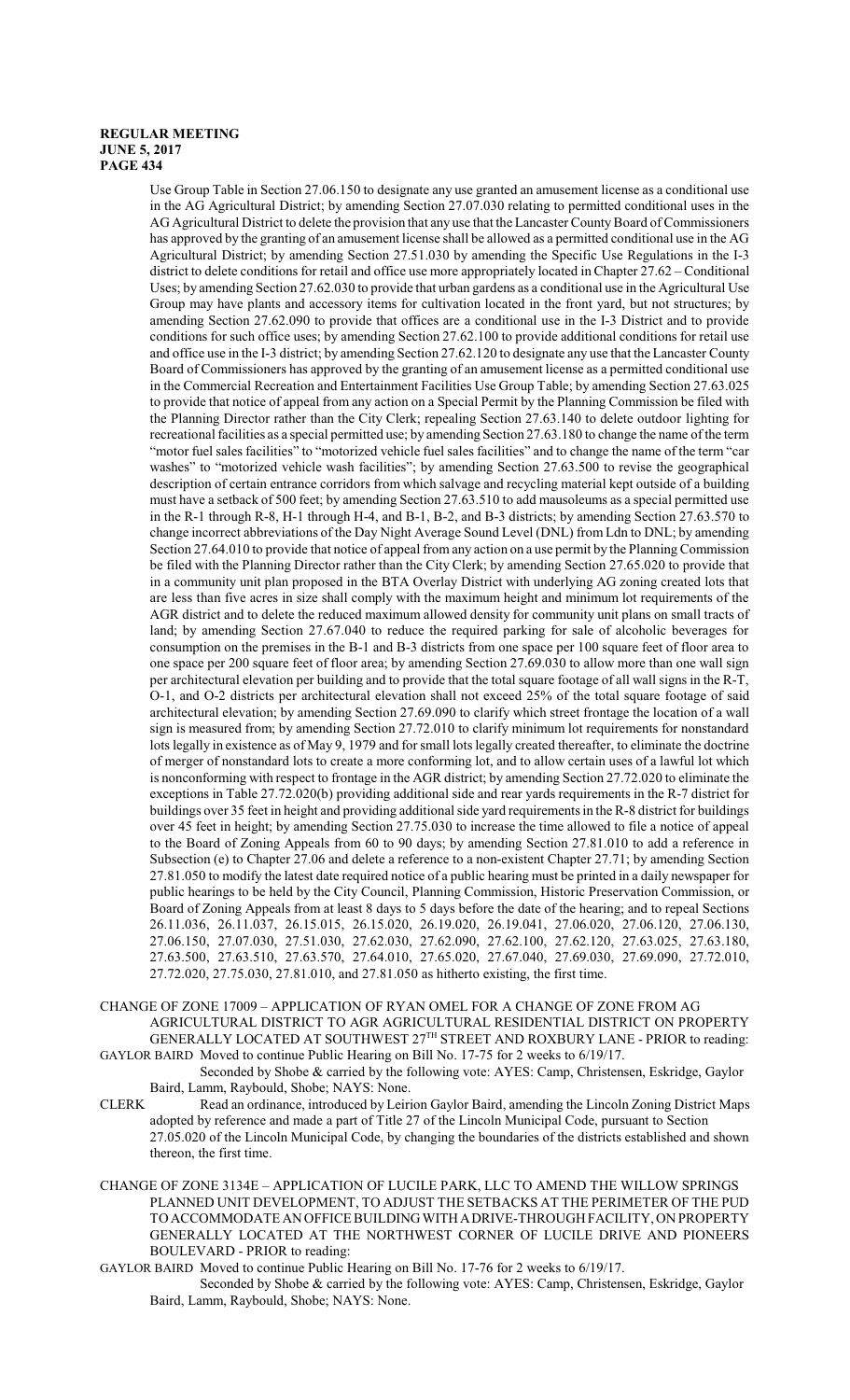Use Group Table in Section 27.06.150 to designate any use granted an amusement license as a conditional use in the AG Agricultural District; by amending Section 27.07.030 relating to permitted conditional uses in the AG Agricultural District to delete the provision that any use that the Lancaster County Board of Commissioners has approved by the granting of an amusement license shall be allowed as a permitted conditional use in the AG Agricultural District; by amending Section 27.51.030 by amending the Specific Use Regulations in the I-3 district to delete conditions for retail and office use more appropriately located in Chapter 27.62 – Conditional Uses; by amending Section 27.62.030 to provide that urban gardens as a conditional use in the Agricultural Use Group may have plants and accessory items for cultivation located in the front yard, but not structures; by amending Section 27.62.090 to provide that offices are a conditional use in the I-3 District and to provide conditions for such office uses; by amending Section 27.62.100 to provide additional conditions for retail use and office use in the I-3 district; by amending Section 27.62.120 to designate any use that the Lancaster County Board of Commissioners has approved by the granting of an amusement license as a permitted conditional use in the Commercial Recreation and Entertainment Facilities Use Group Table; by amending Section 27.63.025 to provide that notice of appeal from any action on a Special Permit by the Planning Commission be filed with the Planning Director rather than the City Clerk; repealing Section 27.63.140 to delete outdoor lighting for recreational facilities as a special permitted use; by amending Section 27.63.180 to change the name of the term "motor fuel sales facilities" to "motorized vehicle fuel sales facilities" and to change the name of the term "car washes" to "motorized vehicle wash facilities"; by amending Section 27.63.500 to revise the geographical description of certain entrance corridors from which salvage and recycling material kept outside of a building must have a setback of 500 feet; by amending Section 27.63.510 to add mausoleums as a special permitted use in the R-1 through R-8, H-1 through H-4, and B-1, B-2, and B-3 districts; by amending Section 27.63.570 to change incorrect abbreviations of the Day Night Average Sound Level (DNL) from Ldn to DNL; by amending Section 27.64.010 to provide that notice of appeal from any action on a use permit by the Planning Commission be filed with the Planning Director rather than the City Clerk; by amending Section 27.65.020 to provide that in a community unit plan proposed in the BTA Overlay District with underlying AG zoning created lots that are less than five acres in size shall comply with the maximum height and minimum lot requirements of the AGR district and to delete the reduced maximum allowed density for community unit plans on small tracts of land; by amending Section 27.67.040 to reduce the required parking for sale of alcoholic beverages for consumption on the premises in the B-1 and B-3 districts from one space per 100 square feet of floor area to one space per 200 square feet of floor area; by amending Section 27.69.030 to allow more than one wall sign per architectural elevation per building and to provide that the total square footage of all wall signs in the R-T, O-1, and O-2 districts per architectural elevation shall not exceed 25% of the total square footage of said architectural elevation; by amending Section 27.69.090 to clarify which street frontage the location of a wall sign is measured from; by amending Section 27.72.010 to clarify minimum lot requirements for nonstandard lots legally in existence as of May 9, 1979 and for small lots legally created thereafter, to eliminate the doctrine of merger of nonstandard lots to create a more conforming lot, and to allow certain uses of a lawful lot which is nonconforming with respect to frontage in the AGR district; by amending Section 27.72.020 to eliminate the exceptions in Table 27.72.020(b) providing additional side and rear yards requirements in the R-7 district for buildings over 35 feet in height and providing additional side yard requirements in the R-8 district for buildings over 45 feet in height; by amending Section 27.75.030 to increase the time allowed to file a notice of appeal to the Board of Zoning Appeals from 60 to 90 days; by amending Section 27.81.010 to add a reference in Subsection (e) to Chapter 27.06 and delete a reference to a non-existent Chapter 27.71; by amending Section 27.81.050 to modify the latest date required notice of a public hearing must be printed in a daily newspaper for public hearings to be held by the City Council, Planning Commission, Historic Preservation Commission, or Board of Zoning Appeals from at least 8 days to 5 days before the date of the hearing; and to repeal Sections 26.11.036, 26.11.037, 26.15.015, 26.15.020, 26.19.020, 26.19.041, 27.06.020, 27.06.120, 27.06.130, 27.06.150, 27.07.030, 27.51.030, 27.62.030, 27.62.090, 27.62.100, 27.62.120, 27.63.025, 27.63.180, 27.63.500, 27.63.510, 27.63.570, 27.64.010, 27.65.020, 27.67.040, 27.69.030, 27.69.090, 27.72.010, 27.72.020, 27.75.030, 27.81.010, and 27.81.050 as hitherto existing, the first time.

CHANGE OF ZONE 17009 – APPLICATION OF RYAN OMEL FOR A CHANGE OF ZONE FROM AG AGRICULTURAL DISTRICT TO AGR AGRICULTURAL RESIDENTIAL DISTRICT ON PROPERTY GENERALLY LOCATED AT SOUTHWEST 27TH STREET AND ROXBURY LANE - PRIOR to reading:

GAYLOR BAIRD Moved to continue Public Hearing on Bill No. 17-75 for 2 weeks to 6/19/17.

Seconded by Shobe & carried by the following vote: AYES: Camp, Christensen, Eskridge, Gaylor Baird, Lamm, Raybould, Shobe; NAYS: None.

CLERK Read an ordinance, introduced by Leirion Gaylor Baird, amending the Lincoln Zoning District Maps adopted by reference and made a part of Title 27 of the Lincoln Municipal Code, pursuant to Section 27.05.020 of the Lincoln Municipal Code, by changing the boundaries of the districts established and shown thereon, the first time.

CHANGE OF ZONE 3134E – APPLICATION OF LUCILE PARK, LLC TO AMEND THE WILLOW SPRINGS PLANNED UNIT DEVELOPMENT, TO ADJUST THE SETBACKS AT THE PERIMETER OF THE PUD TO ACCOMMODATE AN OFFICE BUILDING WITH A DRIVE-THROUGH FACILITY, ON PROPERTY GENERALLY LOCATED AT THE NORTHWEST CORNER OF LUCILE DRIVE AND PIONEERS BOULEVARD - PRIOR to reading:

GAYLOR BAIRD Moved to continue Public Hearing on Bill No. 17-76 for 2 weeks to 6/19/17.

Seconded by Shobe & carried by the following vote: AYES: Camp, Christensen, Eskridge, Gaylor Baird, Lamm, Raybould, Shobe; NAYS: None.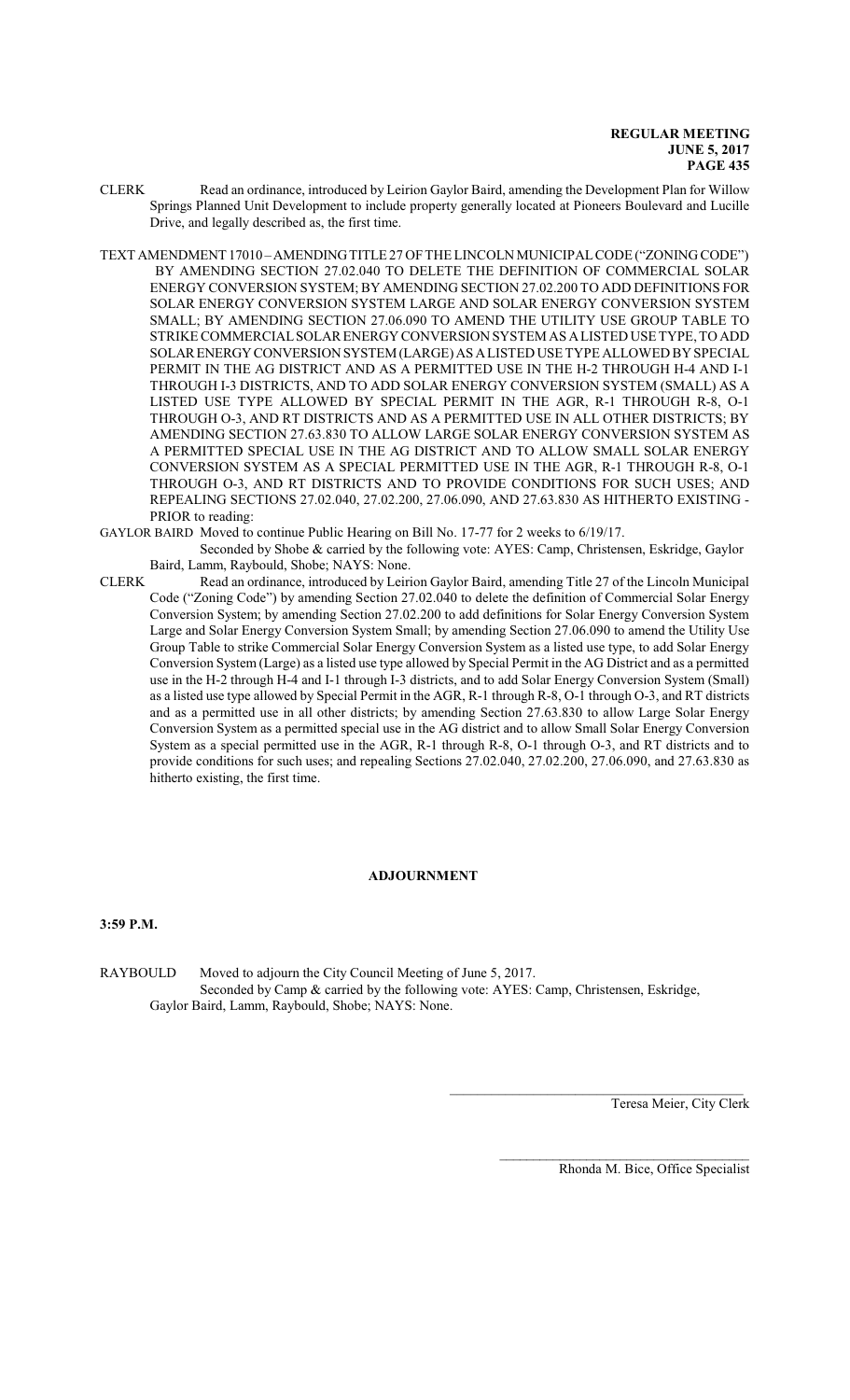CLERK Read an ordinance, introduced by Leirion Gaylor Baird, amending the Development Plan for Willow Springs Planned Unit Development to include property generally located at Pioneers Boulevard and Lucille Drive, and legally described as, the first time.

TEXT AMENDMENT 17010 – AMENDING TITLE 27 OF THE LINCOLN MUNICIPAL CODE ("ZONING CODE") BY AMENDING SECTION 27.02.040 TO DELETE THE DEFINITION OF COMMERCIAL SOLAR ENERGY CONVERSION SYSTEM; BY AMENDING SECTION 27.02.200 TO ADD DEFINITIONS FOR SOLAR ENERGY CONVERSION SYSTEM LARGE AND SOLAR ENERGY CONVERSION SYSTEM SMALL; BY AMENDING SECTION 27.06.090 TO AMEND THE UTILITY USE GROUP TABLE TO STRIKE COMMERCIAL SOLAR ENERGY CONVERSION SYSTEM AS A LISTED USE TYPE, TO ADD SOLAR ENERGY CONVERSION SYSTEM (LARGE) AS A LISTED USE TYPE ALLOWED BY SPECIAL PERMIT IN THE AG DISTRICT AND AS A PERMITTED USE IN THE H-2 THROUGH H-4 AND I-1 THROUGH I-3 DISTRICTS, AND TO ADD SOLAR ENERGY CONVERSION SYSTEM (SMALL) AS A LISTED USE TYPE ALLOWED BY SPECIAL PERMIT IN THE AGR, R-1 THROUGH R-8, O-1 THROUGH O-3, AND RT DISTRICTS AND AS A PERMITTED USE IN ALL OTHER DISTRICTS; BY AMENDING SECTION 27.63.830 TO ALLOW LARGE SOLAR ENERGY CONVERSION SYSTEM AS A PERMITTED SPECIAL USE IN THE AG DISTRICT AND TO ALLOW SMALL SOLAR ENERGY CONVERSION SYSTEM AS A SPECIAL PERMITTED USE IN THE AGR, R-1 THROUGH R-8, O-1 THROUGH O-3, AND RT DISTRICTS AND TO PROVIDE CONDITIONS FOR SUCH USES; AND REPEALING SECTIONS 27.02.040, 27.02.200, 27.06.090, AND 27.63.830 AS HITHERTO EXISTING - PRIOR to reading:

GAYLOR BAIRD Moved to continue Public Hearing on Bill No. 17-77 for 2 weeks to 6/19/17.
Seconded by Shobe & carried by the following vote: AYES: Camp, Christensen, Eskridge, Gaylor Baird, Lamm, Raybould, Shobe; NAYS: None.

CLERK Read an ordinance, introduced by Leirion Gaylor Baird, amending Title 27 of the Lincoln Municipal Code ("Zoning Code") by amending Section 27.02.040 to delete the definition of Commercial Solar Energy Conversion System; by amending Section 27.02.200 to add definitions for Solar Energy Conversion System Large and Solar Energy Conversion System Small; by amending Section 27.06.090 to amend the Utility Use Group Table to strike Commercial Solar Energy Conversion System as a listed use type, to add Solar Energy Conversion System (Large) as a listed use type allowed by Special Permit in the AG District and as a permitted use in the H-2 through H-4 and I-1 through I-3 districts, and to add Solar Energy Conversion System (Small) as a listed use type allowed by Special Permit in the AGR, R-1 through R-8, O-1 through O-3, and RT districts and as a permitted use in all other districts; by amending Section 27.63.830 to allow Large Solar Energy Conversion System as a permitted special use in the AG district and to allow Small Solar Energy Conversion System as a special permitted use in the AGR, R-1 through R-8, O-1 through O-3, and RT districts and to provide conditions for such uses; and repealing Sections 27.02.040, 27.02.200, 27.06.090, and 27.63.830 as hitherto existing, the first time.

## ADJOURNMENT

**3:59 P.M.**

RAYBOULD Moved to adjourn the City Council Meeting of June 5, 2017.
Seconded by Camp & carried by the following vote: AYES: Camp, Christensen, Eskridge, Gaylor Baird, Lamm, Raybould, Shobe; NAYS: None.

\_\_\_\_\_\_\_\_\_\_\_\_\_\_\_\_\_\_\_\_\_\_\_\_\_\_\_\_\_\_\_\_\_\_\_\_\_\_\_\_
Teresa Meier, City Clerk

\_\_\_\_\_\_\_\_\_\_\_\_\_\_\_\_\_\_\_\_\_\_\_\_\_\_\_\_\_\_\_\_\_\_\_\_\_\_\_\_
Rhonda M. Bice, Office Specialist